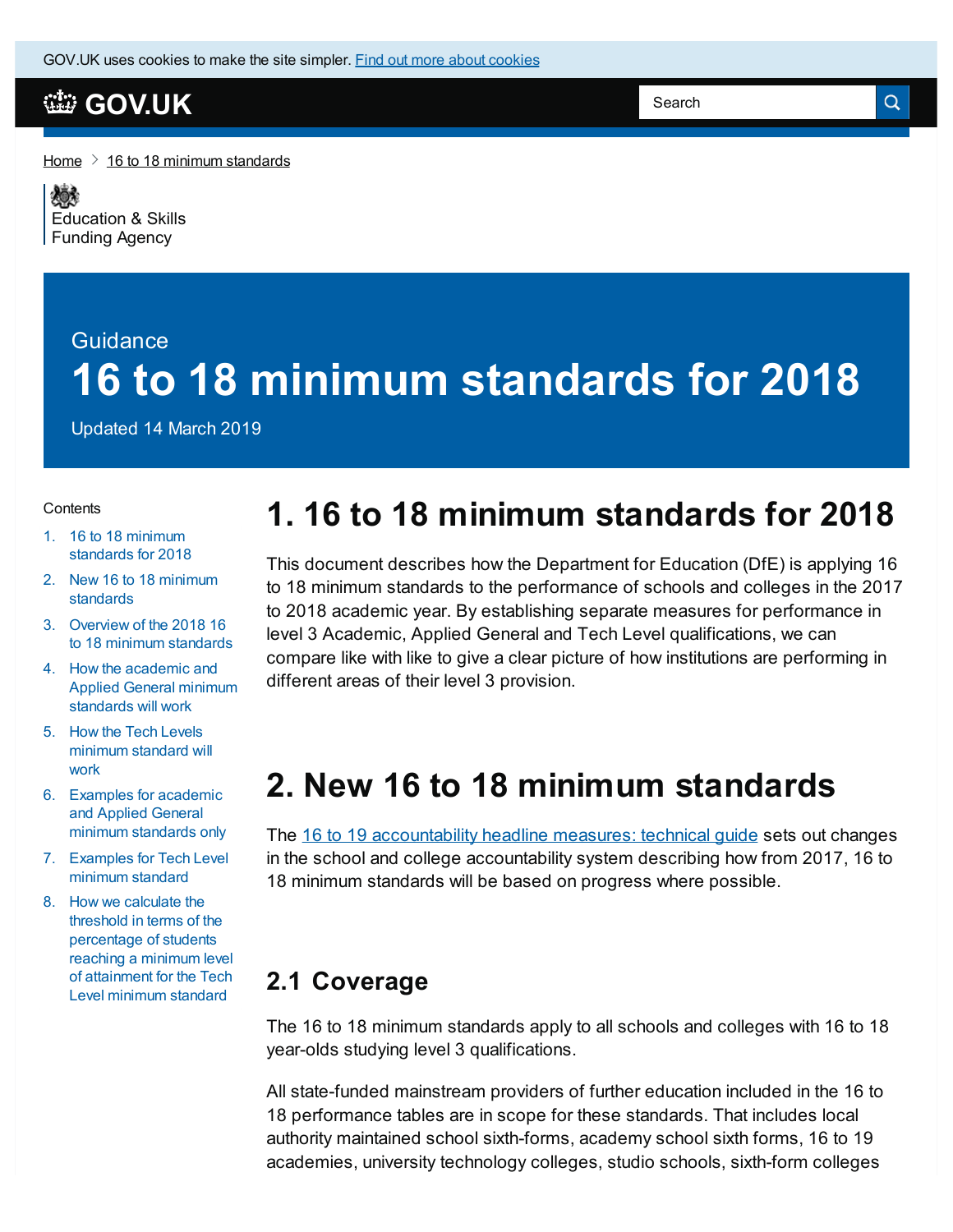GOV.UK uses cookies to make the site simpler. [Find out more about cookies]

GOV.UK

Search

Home > 16 to 18 minimum standards

Education & Skills Funding Agency

Guidance

# 16 to 18 minimum standards for 2018

Updated 14 March 2019

Contents

1. 16 to 18 minimum standards for 2018
2. New 16 to 18 minimum standards
3. Overview of the 2018 16 to 18 minimum standards
4. How the academic and Applied General minimum standards will work
5. How the Tech Levels minimum standard will work
6. Examples for academic and Applied General minimum standards only
7. Examples for Tech Level minimum standard
8. How we calculate the threshold in terms of the percentage of students reaching a minimum level of attainment for the Tech Level minimum standard

## 1. 16 to 18 minimum standards for 2018

This document describes how the Department for Education (DfE) is applying 16 to 18 minimum standards to the performance of schools and colleges in the 2017 to 2018 academic year. By establishing separate measures for performance in level 3 Academic, Applied General and Tech Level qualifications, we can compare like with like to give a clear picture of how institutions are performing in different areas of their level 3 provision.

## 2. New 16 to 18 minimum standards

The [16 to 19 accountability headline measures: technical guide] sets out changes in the school and college accountability system describing how from 2017, 16 to 18 minimum standards will be based on progress where possible.

### 2.1 Coverage

The 16 to 18 minimum standards apply to all schools and colleges with 16 to 18 year-olds studying level 3 qualifications.

All state-funded mainstream providers of further education included in the 16 to 18 performance tables are in scope for these standards. That includes local authority maintained school sixth-forms, academy school sixth forms, 16 to 19 academies, university technology colleges, studio schools, sixth-form colleges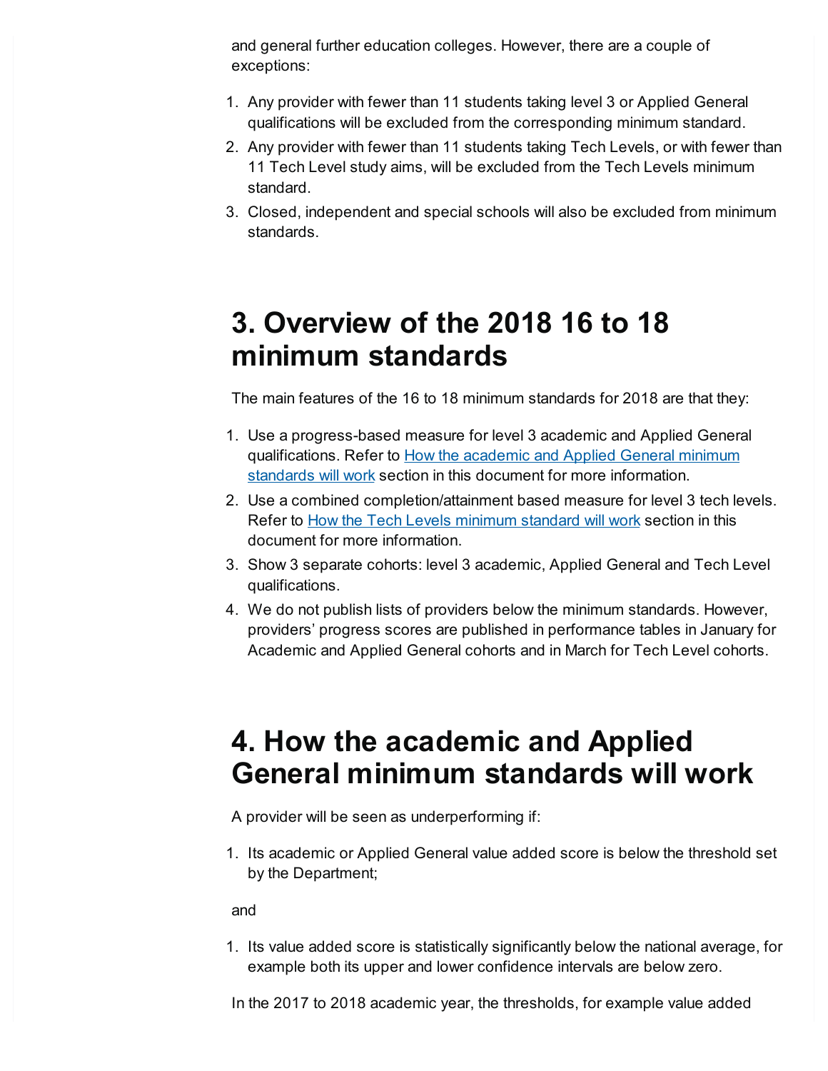and general further education colleges. However, there are a couple of exceptions:

1. Any provider with fewer than 11 students taking level 3 or Applied General qualifications will be excluded from the corresponding minimum standard.
2. Any provider with fewer than 11 students taking Tech Levels, or with fewer than 11 Tech Level study aims, will be excluded from the Tech Levels minimum standard.
3. Closed, independent and special schools will also be excluded from minimum standards.

# 3. Overview of the 2018 16 to 18 minimum standards

The main features of the 16 to 18 minimum standards for 2018 are that they:

1. Use a progress-based measure for level 3 academic and Applied General qualifications. Refer to How the academic and Applied General minimum standards will work section in this document for more information.
2. Use a combined completion/attainment based measure for level 3 tech levels. Refer to How the Tech Levels minimum standard will work section in this document for more information.
3. Show 3 separate cohorts: level 3 academic, Applied General and Tech Level qualifications.
4. We do not publish lists of providers below the minimum standards. However, providers' progress scores are published in performance tables in January for Academic and Applied General cohorts and in March for Tech Level cohorts.

# 4. How the academic and Applied General minimum standards will work

A provider will be seen as underperforming if:

1. Its academic or Applied General value added score is below the threshold set by the Department;

and

1. Its value added score is statistically significantly below the national average, for example both its upper and lower confidence intervals are below zero.

In the 2017 to 2018 academic year, the thresholds, for example value added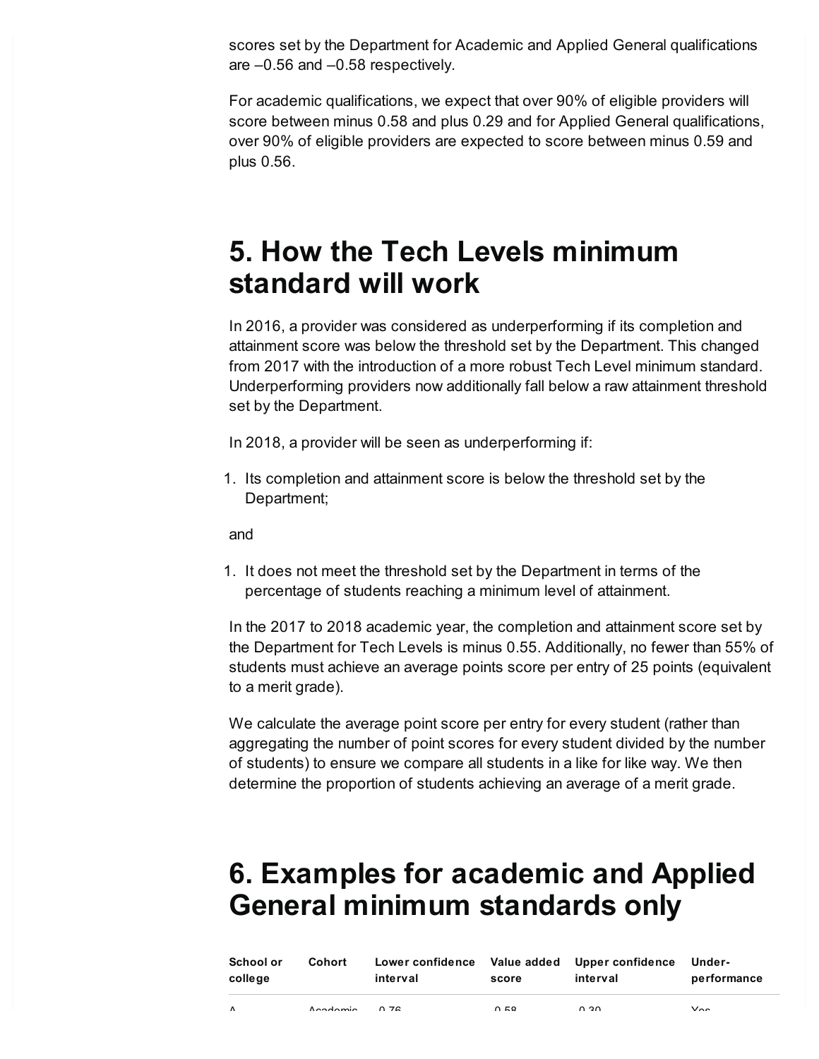scores set by the Department for Academic and Applied General qualifications are –0.56 and –0.58 respectively.

For academic qualifications, we expect that over 90% of eligible providers will score between minus 0.58 and plus 0.29 and for Applied General qualifications, over 90% of eligible providers are expected to score between minus 0.59 and plus 0.56.

# 5. How the Tech Levels minimum standard will work

In 2016, a provider was considered as underperforming if its completion and attainment score was below the threshold set by the Department. This changed from 2017 with the introduction of a more robust Tech Level minimum standard. Underperforming providers now additionally fall below a raw attainment threshold set by the Department.

In 2018, a provider will be seen as underperforming if:

1. Its completion and attainment score is below the threshold set by the Department;

and

1. It does not meet the threshold set by the Department in terms of the percentage of students reaching a minimum level of attainment.

In the 2017 to 2018 academic year, the completion and attainment score set by the Department for Tech Levels is minus 0.55. Additionally, no fewer than 55% of students must achieve an average points score per entry of 25 points (equivalent to a merit grade).

We calculate the average point score per entry for every student (rather than aggregating the number of point scores for every student divided by the number of students) to ensure we compare all students in a like for like way. We then determine the proportion of students achieving an average of a merit grade.

# 6. Examples for academic and Applied General minimum standards only

| School or college | Cohort | Lower confidence interval | Value added score | Upper confidence interval | Under-performance |
|---|---|---|---|---|---|
| A | Academic | -0.76 | -0.58 | -0.30 | Yes |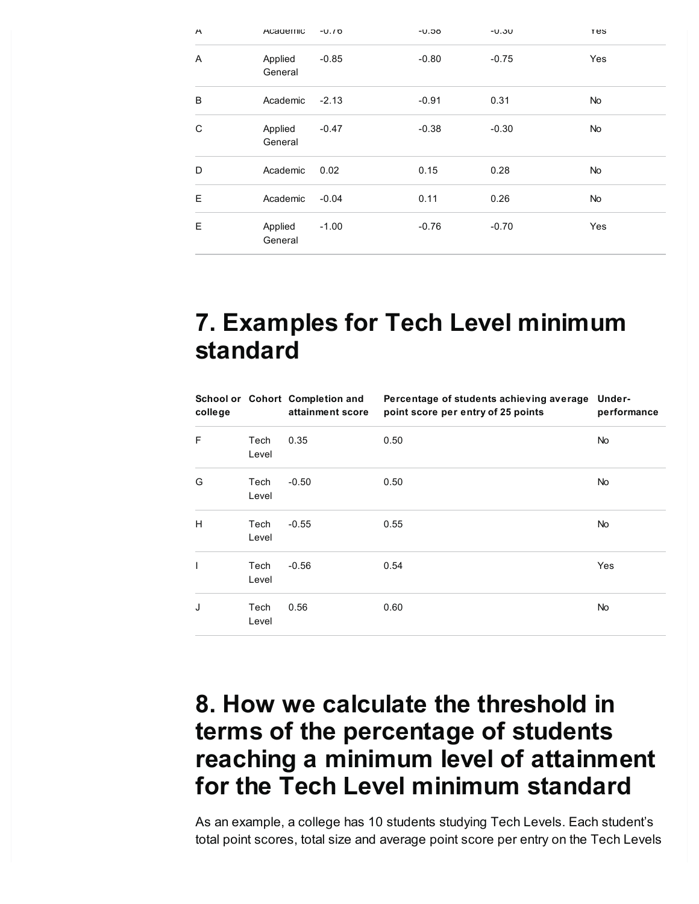| | | | | | |
|---|---|---|---|---|---|
| A | Academic | -0.76 | -0.58 | -0.30 | Yes |
| A | Applied General | -0.85 | -0.80 | -0.75 | Yes |
| B | Academic | -2.13 | -0.91 | 0.31 | No |
| C | Applied General | -0.47 | -0.38 | -0.30 | No |
| D | Academic | 0.02 | 0.15 | 0.28 | No |
| E | Academic | -0.04 | 0.11 | 0.26 | No |
| E | Applied General | -1.00 | -0.76 | -0.70 | Yes |

# 7. Examples for Tech Level minimum standard

| School or college | Cohort | Completion and attainment score | Percentage of students achieving average point score per entry of 25 points | Under-performance |
|---|---|---|---|---|
| F | Tech Level | 0.35 | 0.50 | No |
| G | Tech Level | -0.50 | 0.50 | No |
| H | Tech Level | -0.55 | 0.55 | No |
| I | Tech Level | -0.56 | 0.54 | Yes |
| J | Tech Level | 0.56 | 0.60 | No |

# 8. How we calculate the threshold in terms of the percentage of students reaching a minimum level of attainment for the Tech Level minimum standard

As an example, a college has 10 students studying Tech Levels. Each student's total point scores, total size and average point score per entry on the Tech Levels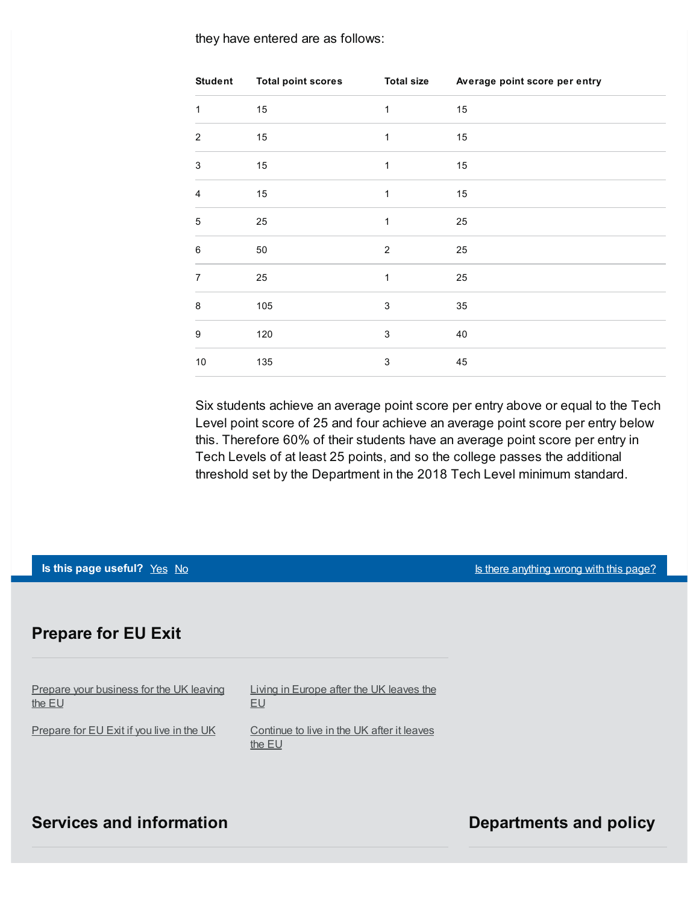they have entered are as follows:

| Student | Total point scores | Total size | Average point score per entry |
| --- | --- | --- | --- |
| 1 | 15 | 1 | 15 |
| 2 | 15 | 1 | 15 |
| 3 | 15 | 1 | 15 |
| 4 | 15 | 1 | 15 |
| 5 | 25 | 1 | 25 |
| 6 | 50 | 2 | 25 |
| 7 | 25 | 1 | 25 |
| 8 | 105 | 3 | 35 |
| 9 | 120 | 3 | 40 |
| 10 | 135 | 3 | 45 |

Six students achieve an average point score per entry above or equal to the Tech Level point score of 25 and four achieve an average point score per entry below this. Therefore 60% of their students have an average point score per entry in Tech Levels of at least 25 points, and so the college passes the additional threshold set by the Department in the 2018 Tech Level minimum standard.

**Is this page useful?** Yes No Is there anything wrong with this page?

## Prepare for EU Exit

- Prepare your business for the UK leaving the EU
- Prepare for EU Exit if you live in the UK
- Living in Europe after the UK leaves the EU
- Continue to live in the UK after it leaves the EU

## Services and information

## Departments and policy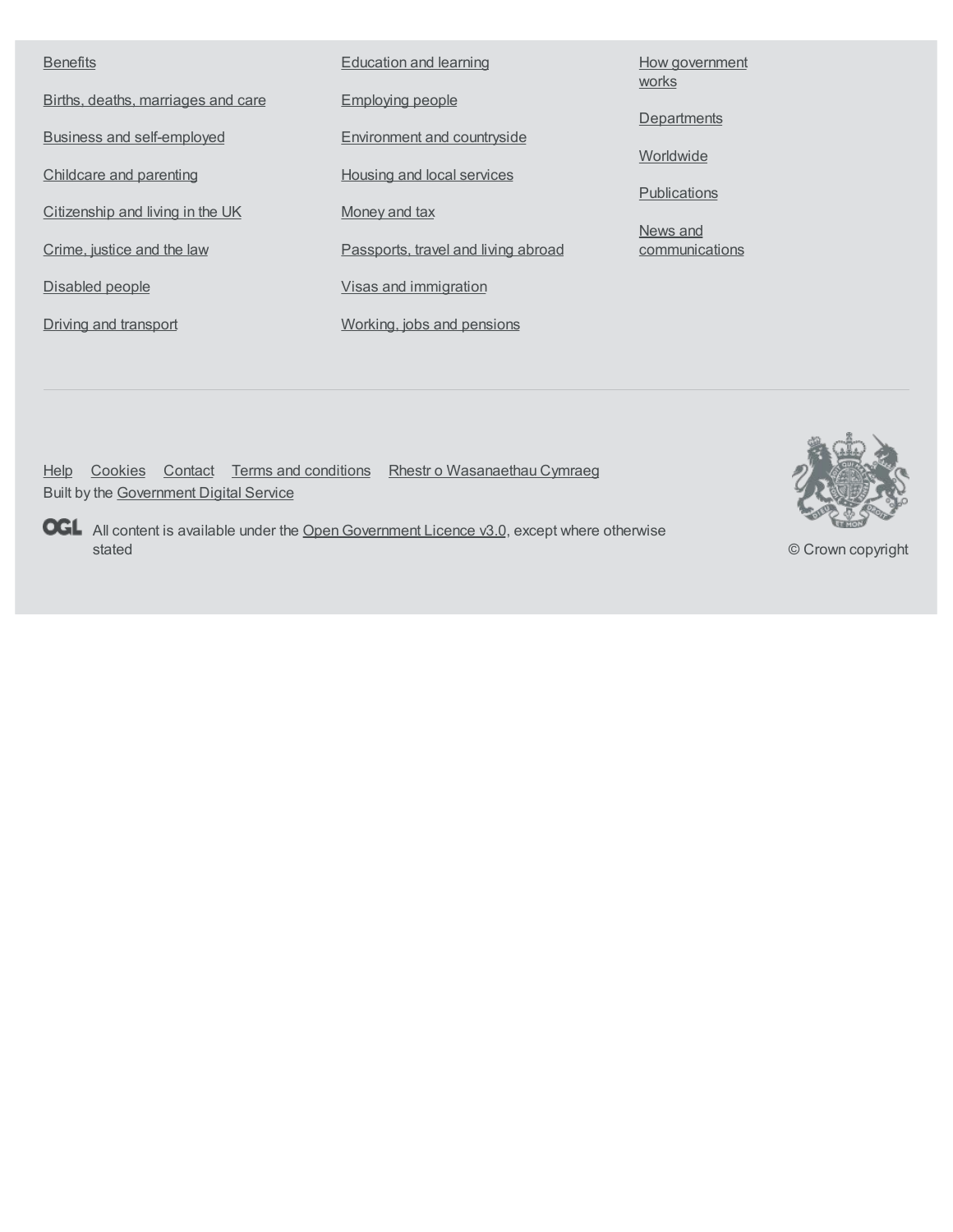- Benefits
- Births, deaths, marriages and care
- Business and self-employed
- Childcare and parenting
- Citizenship and living in the UK
- Crime, justice and the law
- Disabled people
- Driving and transport

- Education and learning
- Employing people
- Environment and countryside
- Housing and local services
- Money and tax
- Passports, travel and living abroad
- Visas and immigration
- Working, jobs and pensions

- How government works
- Departments
- Worldwide
- Publications
- News and communications

---

Help Cookies Contact Terms and conditions Rhestr o Wasanaethau Cymraeg

Built by the Government Digital Service

OGL All content is available under the Open Government Licence v3.0, except where otherwise stated

© Crown copyright